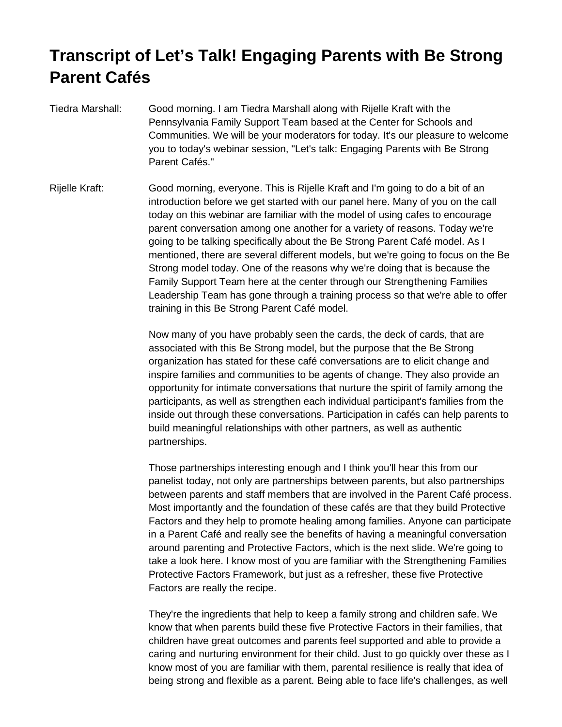# Transcript of Let's Talk! Engaging Parents with Be Strong Parent Cafés

Tiedra Marshall: Good morning. I am Tiedra Marshall along with Rijelle Kraft with the Pennsylvania Family Support Team based at the Center for Schools and Communities. We will be your moderators for today. It's our pleasure to welcome you to today's webinar session, "Let's talk: Engaging Parents with Be Strong Parent Cafés."

Rijelle Kraft: Good morning, everyone. This is Rijelle Kraft and I'm going to do a bit of an introduction before we get started with our panel here. Many of you on the call today on this webinar are familiar with the model of using cafes to encourage parent conversation among one another for a variety of reasons. Today we're going to be talking specifically about the Be Strong Parent Café model. As I mentioned, there are several different models, but we're going to focus on the Be Strong model today. One of the reasons why we're doing that is because the Family Support Team here at the center through our Strengthening Families Leadership Team has gone through a training process so that we're able to offer training in this Be Strong Parent Café model.

Now many of you have probably seen the cards, the deck of cards, that are associated with this Be Strong model, but the purpose that the Be Strong organization has stated for these café conversations are to elicit change and inspire families and communities to be agents of change. They also provide an opportunity for intimate conversations that nurture the spirit of family among the participants, as well as strengthen each individual participant's families from the inside out through these conversations. Participation in cafés can help parents to build meaningful relationships with other partners, as well as authentic partnerships.

Those partnerships interesting enough and I think you'll hear this from our panelist today, not only are partnerships between parents, but also partnerships between parents and staff members that are involved in the Parent Café process. Most importantly and the foundation of these cafés are that they build Protective Factors and they help to promote healing among families. Anyone can participate in a Parent Café and really see the benefits of having a meaningful conversation around parenting and Protective Factors, which is the next slide. We're going to take a look here. I know most of you are familiar with the Strengthening Families Protective Factors Framework, but just as a refresher, these five Protective Factors are really the recipe.

They're the ingredients that help to keep a family strong and children safe. We know that when parents build these five Protective Factors in their families, that children have great outcomes and parents feel supported and able to provide a caring and nurturing environment for their child. Just to go quickly over these as I know most of you are familiar with them, parental resilience is really that idea of being strong and flexible as a parent. Being able to face life's challenges, as well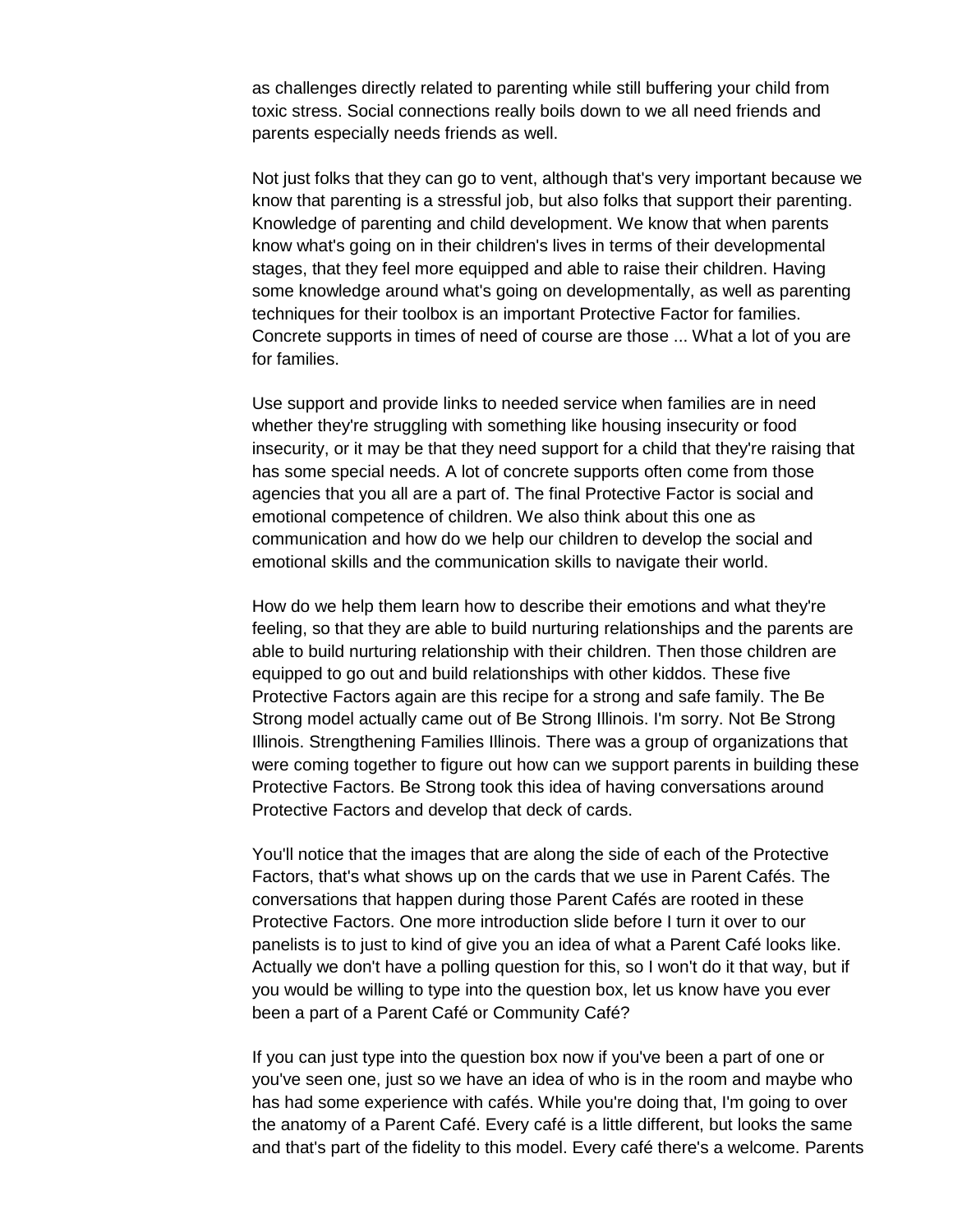as challenges directly related to parenting while still buffering your child from toxic stress. Social connections really boils down to we all need friends and parents especially needs friends as well.

Not just folks that they can go to vent, although that's very important because we know that parenting is a stressful job, but also folks that support their parenting. Knowledge of parenting and child development. We know that when parents know what's going on in their children's lives in terms of their developmental stages, that they feel more equipped and able to raise their children. Having some knowledge around what's going on developmentally, as well as parenting techniques for their toolbox is an important Protective Factor for families. Concrete supports in times of need of course are those ... What a lot of you are for families.

Use support and provide links to needed service when families are in need whether they're struggling with something like housing insecurity or food insecurity, or it may be that they need support for a child that they're raising that has some special needs. A lot of concrete supports often come from those agencies that you all are a part of. The final Protective Factor is social and emotional competence of children. We also think about this one as communication and how do we help our children to develop the social and emotional skills and the communication skills to navigate their world.

How do we help them learn how to describe their emotions and what they're feeling, so that they are able to build nurturing relationships and the parents are able to build nurturing relationship with their children. Then those children are equipped to go out and build relationships with other kiddos. These five Protective Factors again are this recipe for a strong and safe family. The Be Strong model actually came out of Be Strong Illinois. I'm sorry. Not Be Strong Illinois. Strengthening Families Illinois. There was a group of organizations that were coming together to figure out how can we support parents in building these Protective Factors. Be Strong took this idea of having conversations around Protective Factors and develop that deck of cards.

You'll notice that the images that are along the side of each of the Protective Factors, that's what shows up on the cards that we use in Parent Cafés. The conversations that happen during those Parent Cafés are rooted in these Protective Factors. One more introduction slide before I turn it over to our panelists is to just to kind of give you an idea of what a Parent Café looks like. Actually we don't have a polling question for this, so I won't do it that way, but if you would be willing to type into the question box, let us know have you ever been a part of a Parent Café or Community Café?

If you can just type into the question box now if you've been a part of one or you've seen one, just so we have an idea of who is in the room and maybe who has had some experience with cafés. While you're doing that, I'm going to over the anatomy of a Parent Café. Every café is a little different, but looks the same and that's part of the fidelity to this model. Every café there's a welcome. Parents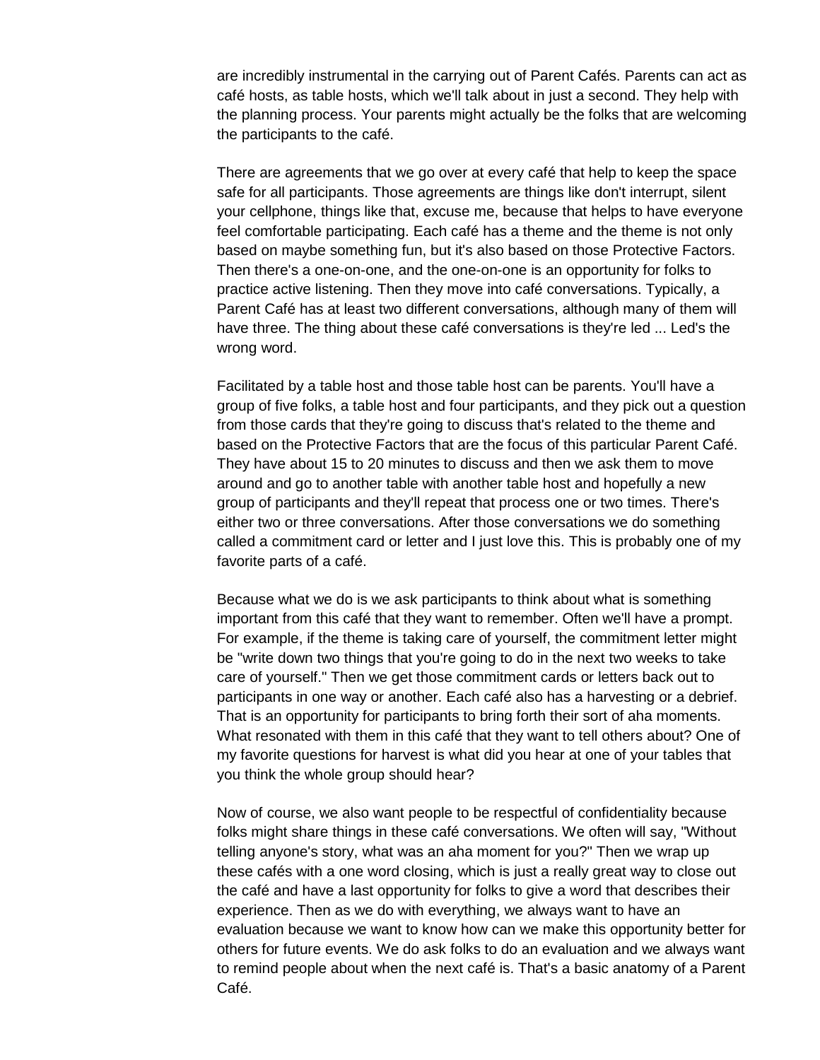are incredibly instrumental in the carrying out of Parent Cafés. Parents can act as café hosts, as table hosts, which we'll talk about in just a second. They help with the planning process. Your parents might actually be the folks that are welcoming the participants to the café.

There are agreements that we go over at every café that help to keep the space safe for all participants. Those agreements are things like don't interrupt, silent your cellphone, things like that, excuse me, because that helps to have everyone feel comfortable participating. Each café has a theme and the theme is not only based on maybe something fun, but it's also based on those Protective Factors. Then there's a one-on-one, and the one-on-one is an opportunity for folks to practice active listening. Then they move into café conversations. Typically, a Parent Café has at least two different conversations, although many of them will have three. The thing about these café conversations is they're led ... Led's the wrong word.

Facilitated by a table host and those table host can be parents. You'll have a group of five folks, a table host and four participants, and they pick out a question from those cards that they're going to discuss that's related to the theme and based on the Protective Factors that are the focus of this particular Parent Café. They have about 15 to 20 minutes to discuss and then we ask them to move around and go to another table with another table host and hopefully a new group of participants and they'll repeat that process one or two times. There's either two or three conversations. After those conversations we do something called a commitment card or letter and I just love this. This is probably one of my favorite parts of a café.

Because what we do is we ask participants to think about what is something important from this café that they want to remember. Often we'll have a prompt. For example, if the theme is taking care of yourself, the commitment letter might be "write down two things that you're going to do in the next two weeks to take care of yourself." Then we get those commitment cards or letters back out to participants in one way or another. Each café also has a harvesting or a debrief. That is an opportunity for participants to bring forth their sort of aha moments. What resonated with them in this café that they want to tell others about? One of my favorite questions for harvest is what did you hear at one of your tables that you think the whole group should hear?

Now of course, we also want people to be respectful of confidentiality because folks might share things in these café conversations. We often will say, "Without telling anyone's story, what was an aha moment for you?" Then we wrap up these cafés with a one word closing, which is just a really great way to close out the café and have a last opportunity for folks to give a word that describes their experience. Then as we do with everything, we always want to have an evaluation because we want to know how can we make this opportunity better for others for future events. We do ask folks to do an evaluation and we always want to remind people about when the next café is. That's a basic anatomy of a Parent Café.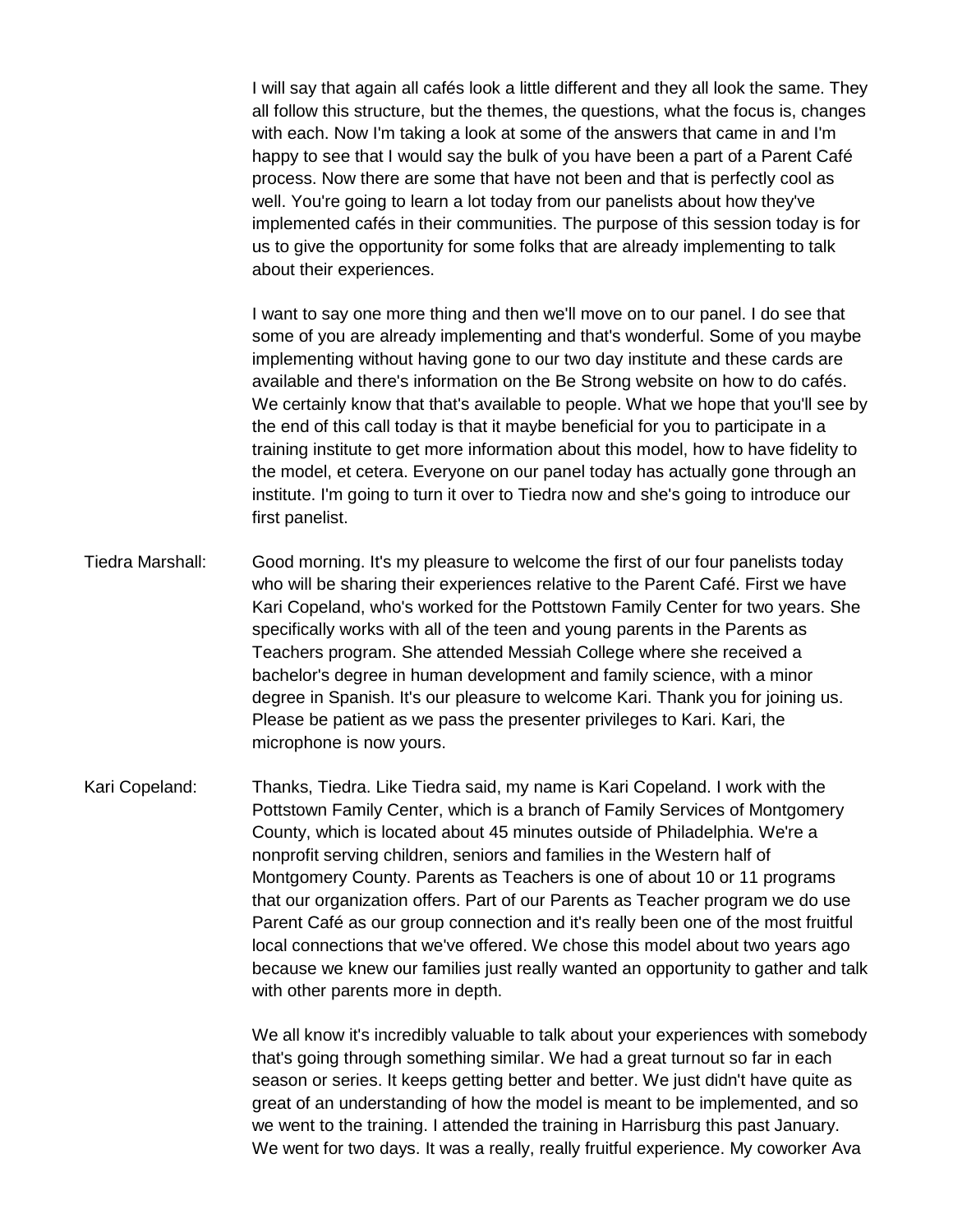I will say that again all cafés look a little different and they all look the same. They all follow this structure, but the themes, the questions, what the focus is, changes with each. Now I'm taking a look at some of the answers that came in and I'm happy to see that I would say the bulk of you have been a part of a Parent Café process. Now there are some that have not been and that is perfectly cool as well. You're going to learn a lot today from our panelists about how they've implemented cafés in their communities. The purpose of this session today is for us to give the opportunity for some folks that are already implementing to talk about their experiences.

I want to say one more thing and then we'll move on to our panel. I do see that some of you are already implementing and that's wonderful. Some of you maybe implementing without having gone to our two day institute and these cards are available and there's information on the Be Strong website on how to do cafés. We certainly know that that's available to people. What we hope that you'll see by the end of this call today is that it maybe beneficial for you to participate in a training institute to get more information about this model, how to have fidelity to the model, et cetera. Everyone on our panel today has actually gone through an institute. I'm going to turn it over to Tiedra now and she's going to introduce our first panelist.

Tiedra Marshall: Good morning. It's my pleasure to welcome the first of our four panelists today who will be sharing their experiences relative to the Parent Café. First we have Kari Copeland, who's worked for the Pottstown Family Center for two years. She specifically works with all of the teen and young parents in the Parents as Teachers program. She attended Messiah College where she received a bachelor's degree in human development and family science, with a minor degree in Spanish. It's our pleasure to welcome Kari. Thank you for joining us. Please be patient as we pass the presenter privileges to Kari. Kari, the microphone is now yours.

Kari Copeland: Thanks, Tiedra. Like Tiedra said, my name is Kari Copeland. I work with the Pottstown Family Center, which is a branch of Family Services of Montgomery County, which is located about 45 minutes outside of Philadelphia. We're a nonprofit serving children, seniors and families in the Western half of Montgomery County. Parents as Teachers is one of about 10 or 11 programs that our organization offers. Part of our Parents as Teacher program we do use Parent Café as our group connection and it's really been one of the most fruitful local connections that we've offered. We chose this model about two years ago because we knew our families just really wanted an opportunity to gather and talk with other parents more in depth.

We all know it's incredibly valuable to talk about your experiences with somebody that's going through something similar. We had a great turnout so far in each season or series. It keeps getting better and better. We just didn't have quite as great of an understanding of how the model is meant to be implemented, and so we went to the training. I attended the training in Harrisburg this past January. We went for two days. It was a really, really fruitful experience. My coworker Ava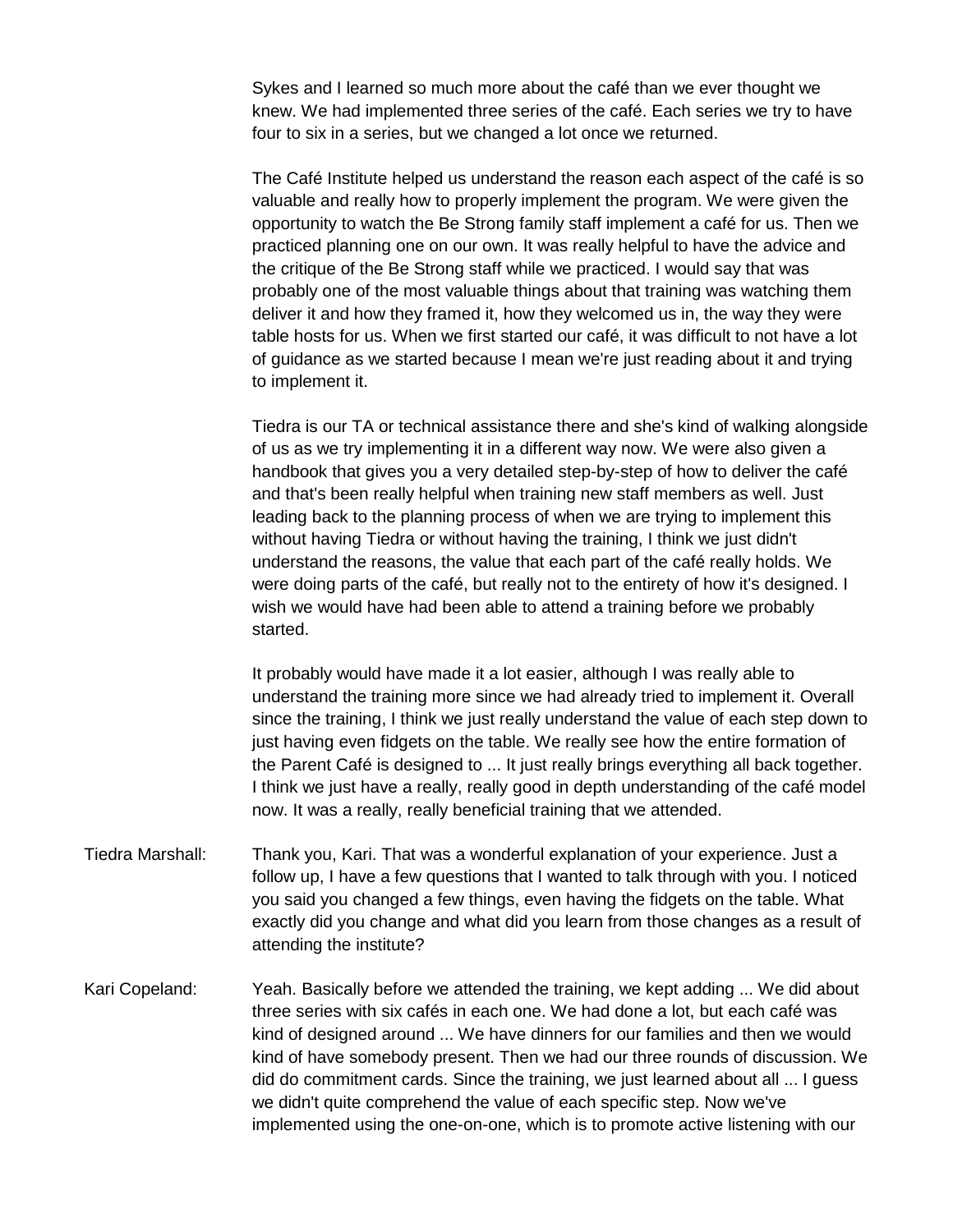Sykes and I learned so much more about the café than we ever thought we knew. We had implemented three series of the café. Each series we try to have four to six in a series, but we changed a lot once we returned.

The Café Institute helped us understand the reason each aspect of the café is so valuable and really how to properly implement the program. We were given the opportunity to watch the Be Strong family staff implement a café for us. Then we practiced planning one on our own. It was really helpful to have the advice and the critique of the Be Strong staff while we practiced. I would say that was probably one of the most valuable things about that training was watching them deliver it and how they framed it, how they welcomed us in, the way they were table hosts for us. When we first started our café, it was difficult to not have a lot of guidance as we started because I mean we're just reading about it and trying to implement it.

Tiedra is our TA or technical assistance there and she's kind of walking alongside of us as we try implementing it in a different way now. We were also given a handbook that gives you a very detailed step-by-step of how to deliver the café and that's been really helpful when training new staff members as well. Just leading back to the planning process of when we are trying to implement this without having Tiedra or without having the training, I think we just didn't understand the reasons, the value that each part of the café really holds. We were doing parts of the café, but really not to the entirety of how it's designed. I wish we would have had been able to attend a training before we probably started.

It probably would have made it a lot easier, although I was really able to understand the training more since we had already tried to implement it. Overall since the training, I think we just really understand the value of each step down to just having even fidgets on the table. We really see how the entire formation of the Parent Café is designed to ... It just really brings everything all back together. I think we just have a really, really good in depth understanding of the café model now. It was a really, really beneficial training that we attended.

Tiedra Marshall: Thank you, Kari. That was a wonderful explanation of your experience. Just a follow up, I have a few questions that I wanted to talk through with you. I noticed you said you changed a few things, even having the fidgets on the table. What exactly did you change and what did you learn from those changes as a result of attending the institute?

Kari Copeland: Yeah. Basically before we attended the training, we kept adding ... We did about three series with six cafés in each one. We had done a lot, but each café was kind of designed around ... We have dinners for our families and then we would kind of have somebody present. Then we had our three rounds of discussion. We did do commitment cards. Since the training, we just learned about all ... I guess we didn't quite comprehend the value of each specific step. Now we've implemented using the one-on-one, which is to promote active listening with our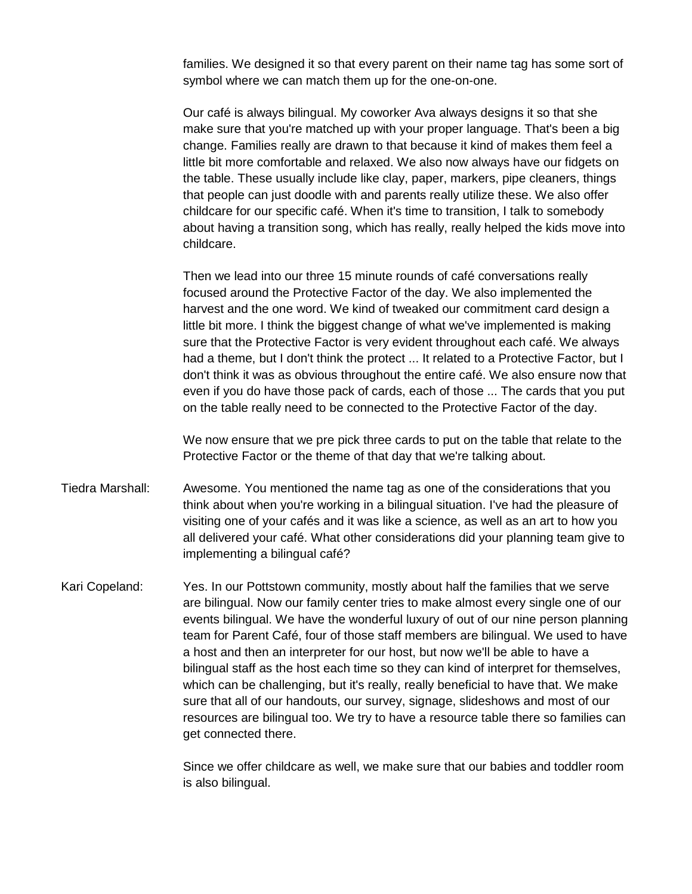families. We designed it so that every parent on their name tag has some sort of symbol where we can match them up for the one-on-one.

Our café is always bilingual. My coworker Ava always designs it so that she make sure that you're matched up with your proper language. That's been a big change. Families really are drawn to that because it kind of makes them feel a little bit more comfortable and relaxed. We also now always have our fidgets on the table. These usually include like clay, paper, markers, pipe cleaners, things that people can just doodle with and parents really utilize these. We also offer childcare for our specific café. When it's time to transition, I talk to somebody about having a transition song, which has really, really helped the kids move into childcare.

Then we lead into our three 15 minute rounds of café conversations really focused around the Protective Factor of the day. We also implemented the harvest and the one word. We kind of tweaked our commitment card design a little bit more. I think the biggest change of what we've implemented is making sure that the Protective Factor is very evident throughout each café. We always had a theme, but I don't think the protect ... It related to a Protective Factor, but I don't think it was as obvious throughout the entire café. We also ensure now that even if you do have those pack of cards, each of those ... The cards that you put on the table really need to be connected to the Protective Factor of the day.

We now ensure that we pre pick three cards to put on the table that relate to the Protective Factor or the theme of that day that we're talking about.

Tiedra Marshall: Awesome. You mentioned the name tag as one of the considerations that you think about when you're working in a bilingual situation. I've had the pleasure of visiting one of your cafés and it was like a science, as well as an art to how you all delivered your café. What other considerations did your planning team give to implementing a bilingual café?

Kari Copeland: Yes. In our Pottstown community, mostly about half the families that we serve are bilingual. Now our family center tries to make almost every single one of our events bilingual. We have the wonderful luxury of out of our nine person planning team for Parent Café, four of those staff members are bilingual. We used to have a host and then an interpreter for our host, but now we'll be able to have a bilingual staff as the host each time so they can kind of interpret for themselves, which can be challenging, but it's really, really beneficial to have that. We make sure that all of our handouts, our survey, signage, slideshows and most of our resources are bilingual too. We try to have a resource table there so families can get connected there.

Since we offer childcare as well, we make sure that our babies and toddler room is also bilingual.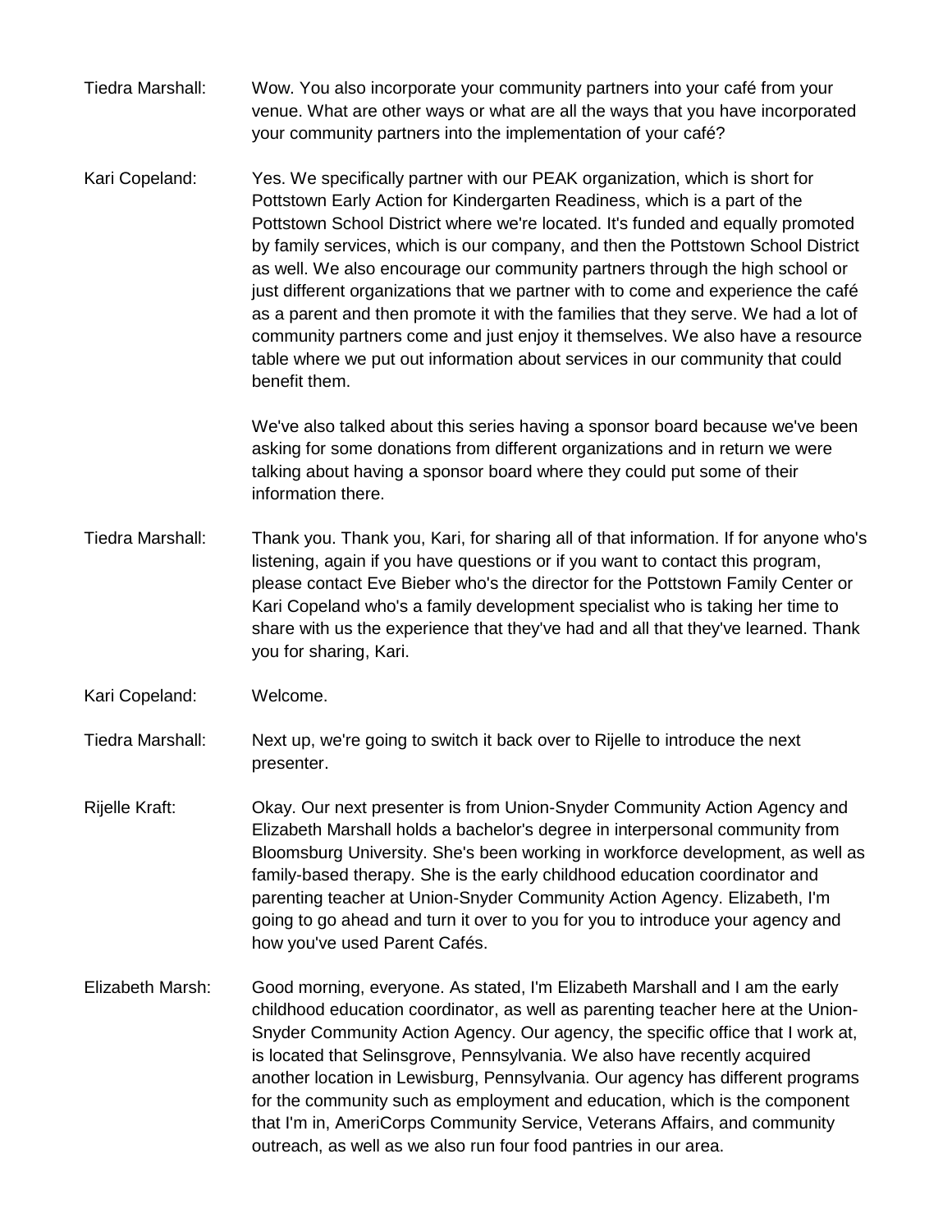Tiedra Marshall: Wow. You also incorporate your community partners into your café from your venue. What are other ways or what are all the ways that you have incorporated your community partners into the implementation of your café?

Kari Copeland: Yes. We specifically partner with our PEAK organization, which is short for Pottstown Early Action for Kindergarten Readiness, which is a part of the Pottstown School District where we're located. It's funded and equally promoted by family services, which is our company, and then the Pottstown School District as well. We also encourage our community partners through the high school or just different organizations that we partner with to come and experience the café as a parent and then promote it with the families that they serve. We had a lot of community partners come and just enjoy it themselves. We also have a resource table where we put out information about services in our community that could benefit them.

We've also talked about this series having a sponsor board because we've been asking for some donations from different organizations and in return we were talking about having a sponsor board where they could put some of their information there.

Tiedra Marshall: Thank you. Thank you, Kari, for sharing all of that information. If for anyone who's listening, again if you have questions or if you want to contact this program, please contact Eve Bieber who's the director for the Pottstown Family Center or Kari Copeland who's a family development specialist who is taking her time to share with us the experience that they've had and all that they've learned. Thank you for sharing, Kari.

Kari Copeland: Welcome.

Tiedra Marshall: Next up, we're going to switch it back over to Rijelle to introduce the next presenter.

Rijelle Kraft: Okay. Our next presenter is from Union-Snyder Community Action Agency and Elizabeth Marshall holds a bachelor's degree in interpersonal community from Bloomsburg University. She's been working in workforce development, as well as family-based therapy. She is the early childhood education coordinator and parenting teacher at Union-Snyder Community Action Agency. Elizabeth, I'm going to go ahead and turn it over to you for you to introduce your agency and how you've used Parent Cafés.

Elizabeth Marsh: Good morning, everyone. As stated, I'm Elizabeth Marshall and I am the early childhood education coordinator, as well as parenting teacher here at the Union-Snyder Community Action Agency. Our agency, the specific office that I work at, is located that Selinsgrove, Pennsylvania. We also have recently acquired another location in Lewisburg, Pennsylvania. Our agency has different programs for the community such as employment and education, which is the component that I'm in, AmeriCorps Community Service, Veterans Affairs, and community outreach, as well as we also run four food pantries in our area.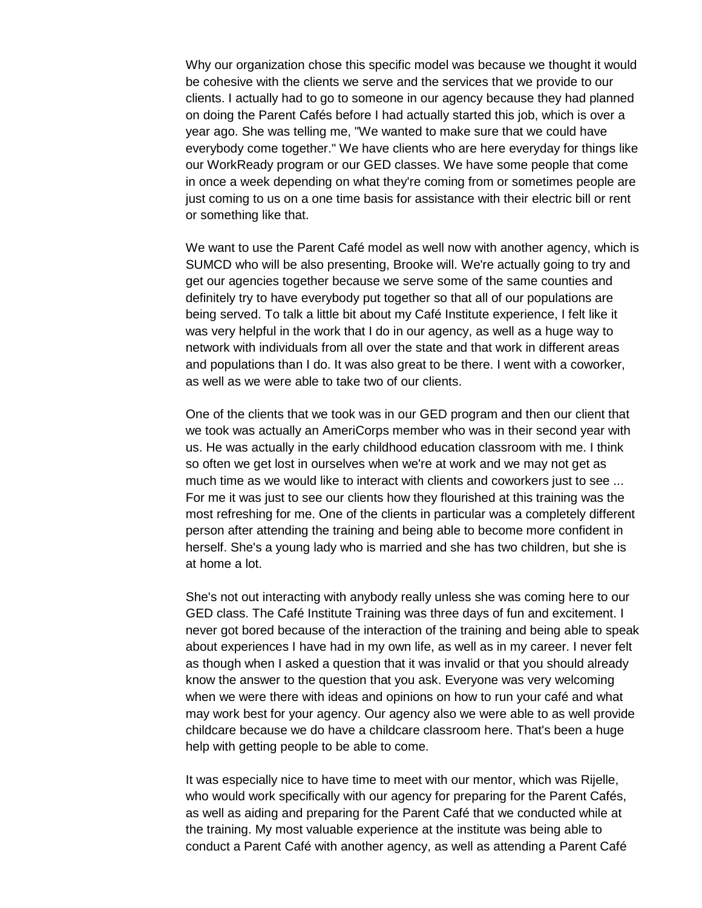Why our organization chose this specific model was because we thought it would be cohesive with the clients we serve and the services that we provide to our clients. I actually had to go to someone in our agency because they had planned on doing the Parent Cafés before I had actually started this job, which is over a year ago. She was telling me, "We wanted to make sure that we could have everybody come together." We have clients who are here everyday for things like our WorkReady program or our GED classes. We have some people that come in once a week depending on what they're coming from or sometimes people are just coming to us on a one time basis for assistance with their electric bill or rent or something like that.

We want to use the Parent Café model as well now with another agency, which is SUMCD who will be also presenting, Brooke will. We're actually going to try and get our agencies together because we serve some of the same counties and definitely try to have everybody put together so that all of our populations are being served. To talk a little bit about my Café Institute experience, I felt like it was very helpful in the work that I do in our agency, as well as a huge way to network with individuals from all over the state and that work in different areas and populations than I do. It was also great to be there. I went with a coworker, as well as we were able to take two of our clients.

One of the clients that we took was in our GED program and then our client that we took was actually an AmeriCorps member who was in their second year with us. He was actually in the early childhood education classroom with me. I think so often we get lost in ourselves when we're at work and we may not get as much time as we would like to interact with clients and coworkers just to see ... For me it was just to see our clients how they flourished at this training was the most refreshing for me. One of the clients in particular was a completely different person after attending the training and being able to become more confident in herself. She's a young lady who is married and she has two children, but she is at home a lot.

She's not out interacting with anybody really unless she was coming here to our GED class. The Café Institute Training was three days of fun and excitement. I never got bored because of the interaction of the training and being able to speak about experiences I have had in my own life, as well as in my career. I never felt as though when I asked a question that it was invalid or that you should already know the answer to the question that you ask. Everyone was very welcoming when we were there with ideas and opinions on how to run your café and what may work best for your agency. Our agency also we were able to as well provide childcare because we do have a childcare classroom here. That's been a huge help with getting people to be able to come.

It was especially nice to have time to meet with our mentor, which was Rijelle, who would work specifically with our agency for preparing for the Parent Cafés, as well as aiding and preparing for the Parent Café that we conducted while at the training. My most valuable experience at the institute was being able to conduct a Parent Café with another agency, as well as attending a Parent Café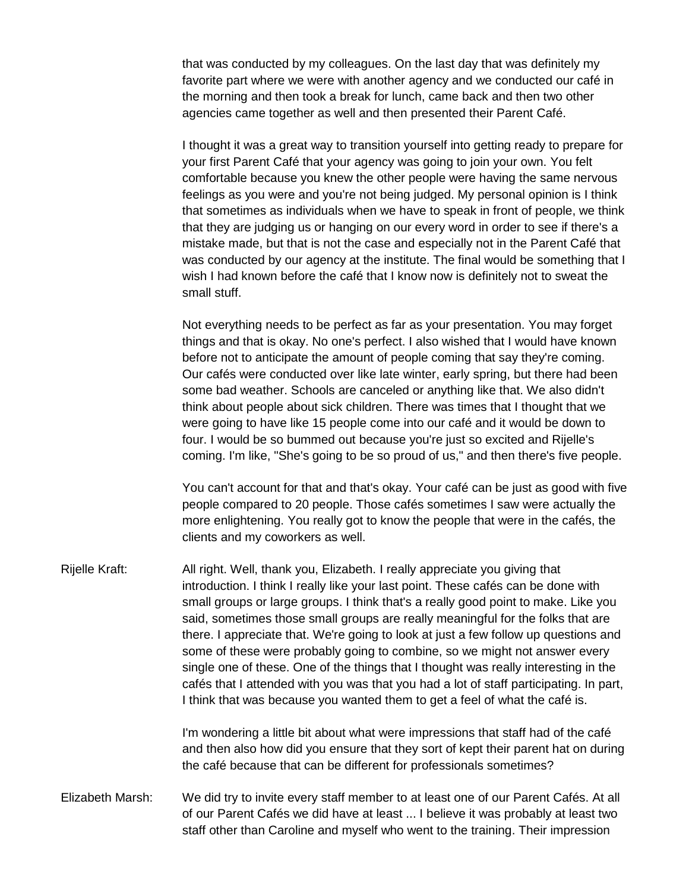that was conducted by my colleagues. On the last day that was definitely my favorite part where we were with another agency and we conducted our café in the morning and then took a break for lunch, came back and then two other agencies came together as well and then presented their Parent Café.

I thought it was a great way to transition yourself into getting ready to prepare for your first Parent Café that your agency was going to join your own. You felt comfortable because you knew the other people were having the same nervous feelings as you were and you're not being judged. My personal opinion is I think that sometimes as individuals when we have to speak in front of people, we think that they are judging us or hanging on our every word in order to see if there's a mistake made, but that is not the case and especially not in the Parent Café that was conducted by our agency at the institute. The final would be something that I wish I had known before the café that I know now is definitely not to sweat the small stuff.

Not everything needs to be perfect as far as your presentation. You may forget things and that is okay. No one's perfect. I also wished that I would have known before not to anticipate the amount of people coming that say they're coming. Our cafés were conducted over like late winter, early spring, but there had been some bad weather. Schools are canceled or anything like that. We also didn't think about people about sick children. There was times that I thought that we were going to have like 15 people come into our café and it would be down to four. I would be so bummed out because you're just so excited and Rijelle's coming. I'm like, "She's going to be so proud of us," and then there's five people.

You can't account for that and that's okay. Your café can be just as good with five people compared to 20 people. Those cafés sometimes I saw were actually the more enlightening. You really got to know the people that were in the cafés, the clients and my coworkers as well.

Rijelle Kraft: All right. Well, thank you, Elizabeth. I really appreciate you giving that introduction. I think I really like your last point. These cafés can be done with small groups or large groups. I think that's a really good point to make. Like you said, sometimes those small groups are really meaningful for the folks that are there. I appreciate that. We're going to look at just a few follow up questions and some of these were probably going to combine, so we might not answer every single one of these. One of the things that I thought was really interesting in the cafés that I attended with you was that you had a lot of staff participating. In part, I think that was because you wanted them to get a feel of what the café is.

I'm wondering a little bit about what were impressions that staff had of the café and then also how did you ensure that they sort of kept their parent hat on during the café because that can be different for professionals sometimes?

Elizabeth Marsh: We did try to invite every staff member to at least one of our Parent Cafés. At all of our Parent Cafés we did have at least ... I believe it was probably at least two staff other than Caroline and myself who went to the training. Their impression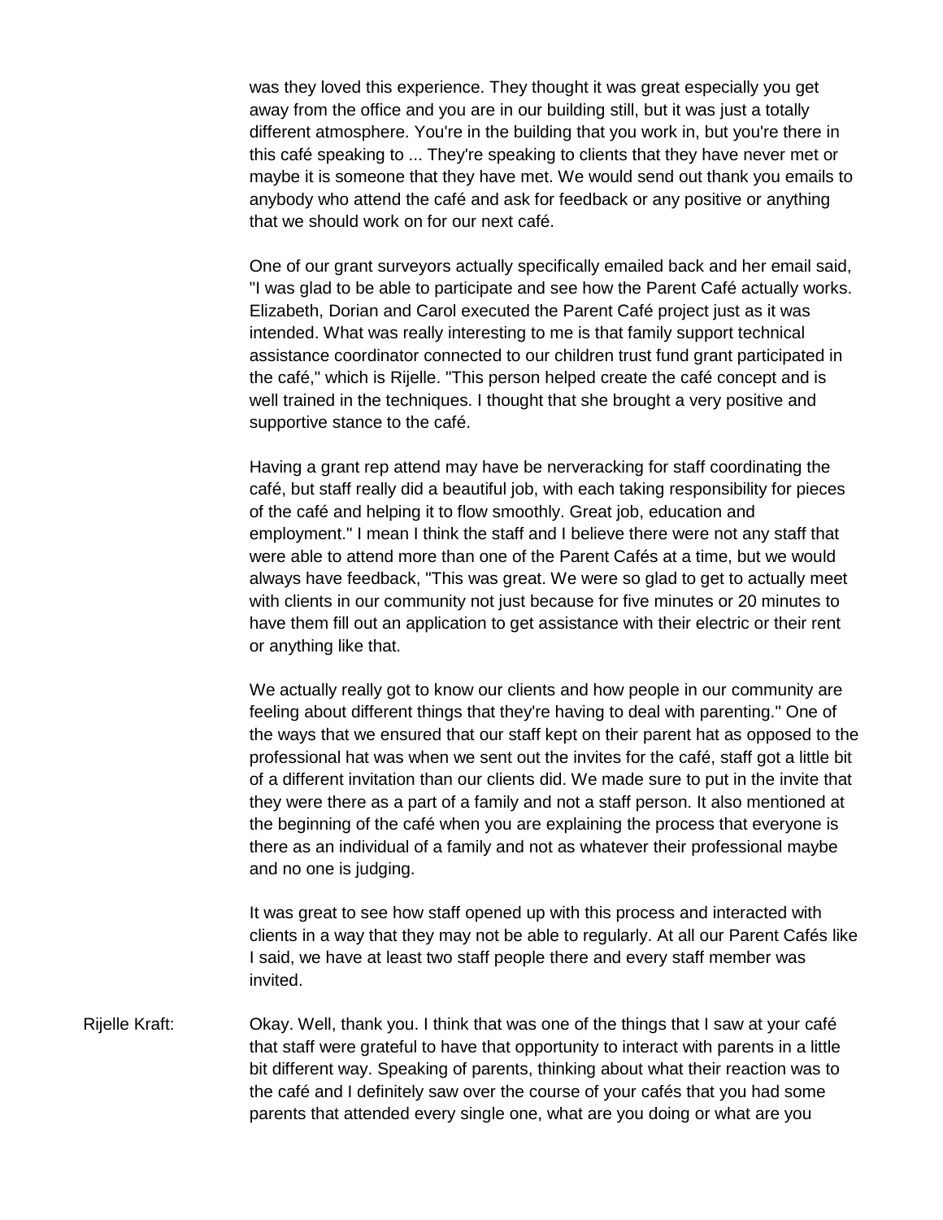was they loved this experience. They thought it was great especially you get away from the office and you are in our building still, but it was just a totally different atmosphere. You're in the building that you work in, but you're there in this café speaking to ... They're speaking to clients that they have never met or maybe it is someone that they have met. We would send out thank you emails to anybody who attend the café and ask for feedback or any positive or anything that we should work on for our next café.

One of our grant surveyors actually specifically emailed back and her email said, "I was glad to be able to participate and see how the Parent Café actually works. Elizabeth, Dorian and Carol executed the Parent Café project just as it was intended. What was really interesting to me is that family support technical assistance coordinator connected to our children trust fund grant participated in the café," which is Rijelle. "This person helped create the café concept and is well trained in the techniques. I thought that she brought a very positive and supportive stance to the café.

Having a grant rep attend may have be nerveracking for staff coordinating the café, but staff really did a beautiful job, with each taking responsibility for pieces of the café and helping it to flow smoothly. Great job, education and employment." I mean I think the staff and I believe there were not any staff that were able to attend more than one of the Parent Cafés at a time, but we would always have feedback, "This was great. We were so glad to get to actually meet with clients in our community not just because for five minutes or 20 minutes to have them fill out an application to get assistance with their electric or their rent or anything like that.

We actually really got to know our clients and how people in our community are feeling about different things that they're having to deal with parenting." One of the ways that we ensured that our staff kept on their parent hat as opposed to the professional hat was when we sent out the invites for the café, staff got a little bit of a different invitation than our clients did. We made sure to put in the invite that they were there as a part of a family and not a staff person. It also mentioned at the beginning of the café when you are explaining the process that everyone is there as an individual of a family and not as whatever their professional maybe and no one is judging.

It was great to see how staff opened up with this process and interacted with clients in a way that they may not be able to regularly. At all our Parent Cafés like I said, we have at least two staff people there and every staff member was invited.

Rijelle Kraft: Okay. Well, thank you. I think that was one of the things that I saw at your café that staff were grateful to have that opportunity to interact with parents in a little bit different way. Speaking of parents, thinking about what their reaction was to the café and I definitely saw over the course of your cafés that you had some parents that attended every single one, what are you doing or what are you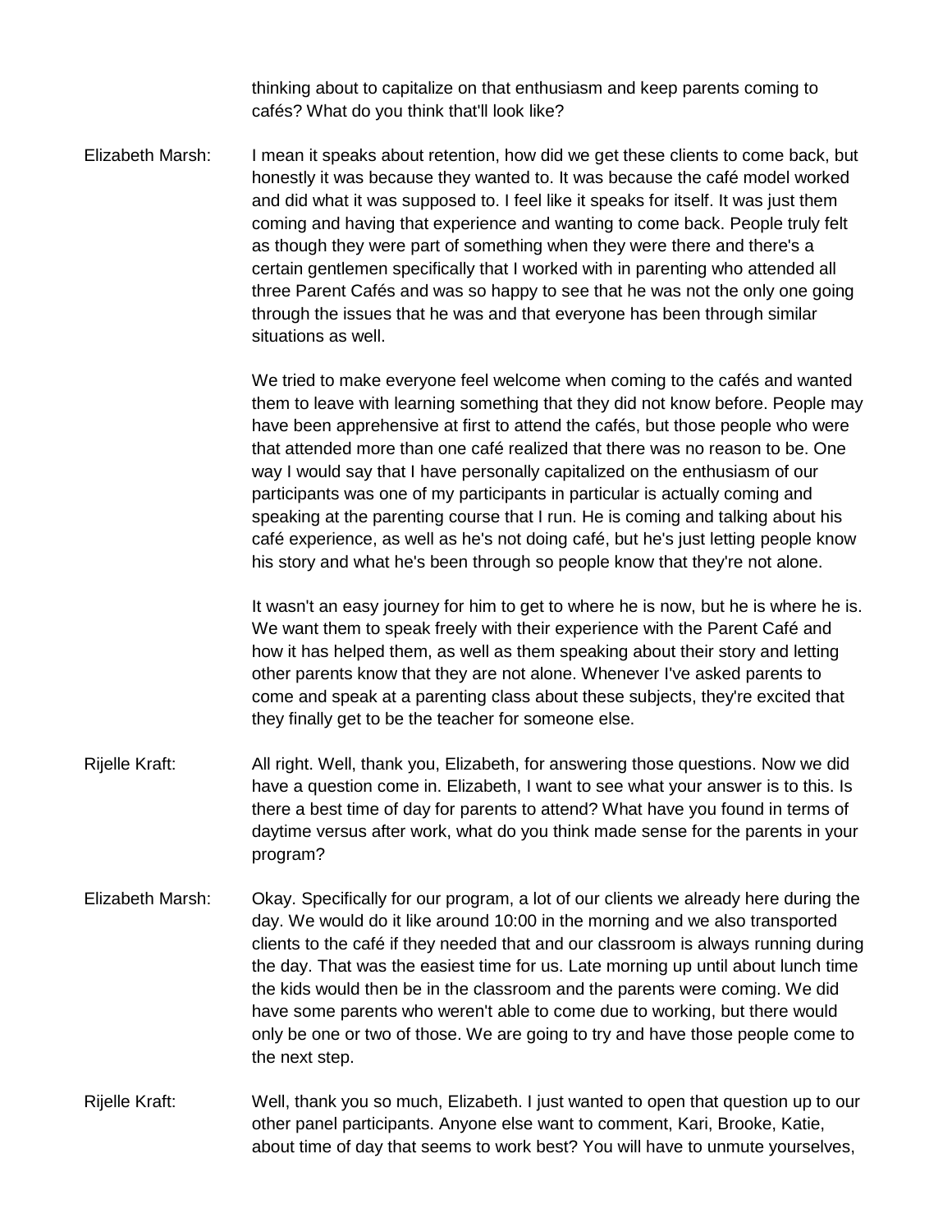thinking about to capitalize on that enthusiasm and keep parents coming to cafés? What do you think that'll look like?

**Elizabeth Marsh:** I mean it speaks about retention, how did we get these clients to come back, but honestly it was because they wanted to. It was because the café model worked and did what it was supposed to. I feel like it speaks for itself. It was just them coming and having that experience and wanting to come back. People truly felt as though they were part of something when they were there and there's a certain gentlemen specifically that I worked with in parenting who attended all three Parent Cafés and was so happy to see that he was not the only one going through the issues that he was and that everyone has been through similar situations as well.

We tried to make everyone feel welcome when coming to the cafés and wanted them to leave with learning something that they did not know before. People may have been apprehensive at first to attend the cafés, but those people who were that attended more than one café realized that there was no reason to be. One way I would say that I have personally capitalized on the enthusiasm of our participants was one of my participants in particular is actually coming and speaking at the parenting course that I run. He is coming and talking about his café experience, as well as he's not doing café, but he's just letting people know his story and what he's been through so people know that they're not alone.

It wasn't an easy journey for him to get to where he is now, but he is where he is. We want them to speak freely with their experience with the Parent Café and how it has helped them, as well as them speaking about their story and letting other parents know that they are not alone. Whenever I've asked parents to come and speak at a parenting class about these subjects, they're excited that they finally get to be the teacher for someone else.

**Rijelle Kraft:** All right. Well, thank you, Elizabeth, for answering those questions. Now we did have a question come in. Elizabeth, I want to see what your answer is to this. Is there a best time of day for parents to attend? What have you found in terms of daytime versus after work, what do you think made sense for the parents in your program?

**Elizabeth Marsh:** Okay. Specifically for our program, a lot of our clients we already here during the day. We would do it like around 10:00 in the morning and we also transported clients to the café if they needed that and our classroom is always running during the day. That was the easiest time for us. Late morning up until about lunch time the kids would then be in the classroom and the parents were coming. We did have some parents who weren't able to come due to working, but there would only be one or two of those. We are going to try and have those people come to the next step.

**Rijelle Kraft:** Well, thank you so much, Elizabeth. I just wanted to open that question up to our other panel participants. Anyone else want to comment, Kari, Brooke, Katie, about time of day that seems to work best? You will have to unmute yourselves,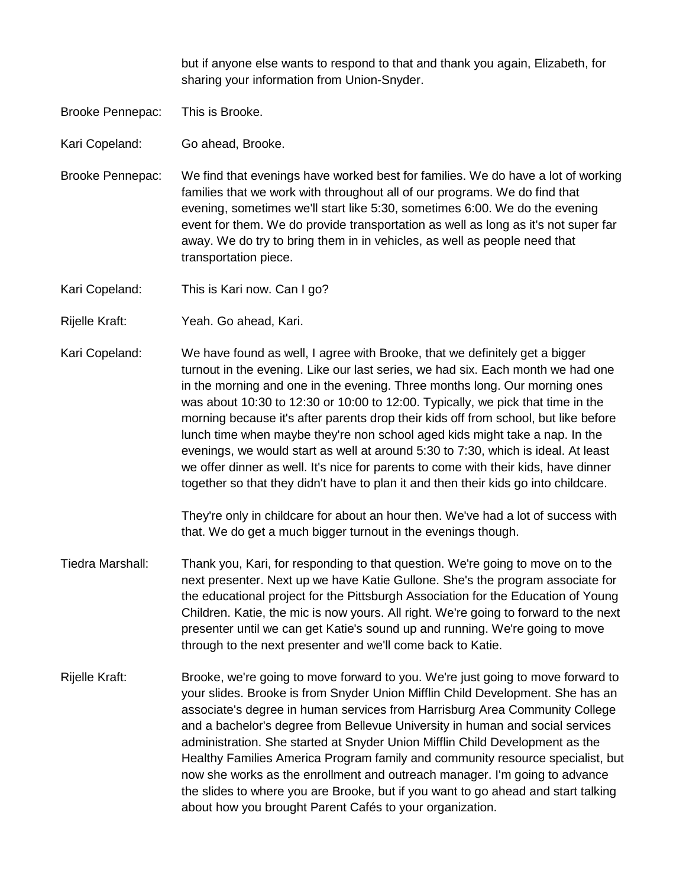but if anyone else wants to respond to that and thank you again, Elizabeth, for sharing your information from Union-Snyder.

Brooke Pennepac: This is Brooke.

Kari Copeland: Go ahead, Brooke.

Brooke Pennepac: We find that evenings have worked best for families. We do have a lot of working families that we work with throughout all of our programs. We do find that evening, sometimes we'll start like 5:30, sometimes 6:00. We do the evening event for them. We do provide transportation as well as long as it's not super far away. We do try to bring them in in vehicles, as well as people need that transportation piece.

Kari Copeland: This is Kari now. Can I go?

Rijelle Kraft: Yeah. Go ahead, Kari.

Kari Copeland: We have found as well, I agree with Brooke, that we definitely get a bigger turnout in the evening. Like our last series, we had six. Each month we had one in the morning and one in the evening. Three months long. Our morning ones was about 10:30 to 12:30 or 10:00 to 12:00. Typically, we pick that time in the morning because it's after parents drop their kids off from school, but like before lunch time when maybe they're non school aged kids might take a nap. In the evenings, we would start as well at around 5:30 to 7:30, which is ideal. At least we offer dinner as well. It's nice for parents to come with their kids, have dinner together so that they didn't have to plan it and then their kids go into childcare.

They're only in childcare for about an hour then. We've had a lot of success with that. We do get a much bigger turnout in the evenings though.

Tiedra Marshall: Thank you, Kari, for responding to that question. We're going to move on to the next presenter. Next up we have Katie Gullone. She's the program associate for the educational project for the Pittsburgh Association for the Education of Young Children. Katie, the mic is now yours. All right. We're going to forward to the next presenter until we can get Katie's sound up and running. We're going to move through to the next presenter and we'll come back to Katie.

Rijelle Kraft: Brooke, we're going to move forward to you. We're just going to move forward to your slides. Brooke is from Snyder Union Mifflin Child Development. She has an associate's degree in human services from Harrisburg Area Community College and a bachelor's degree from Bellevue University in human and social services administration. She started at Snyder Union Mifflin Child Development as the Healthy Families America Program family and community resource specialist, but now she works as the enrollment and outreach manager. I'm going to advance the slides to where you are Brooke, but if you want to go ahead and start talking about how you brought Parent Cafés to your organization.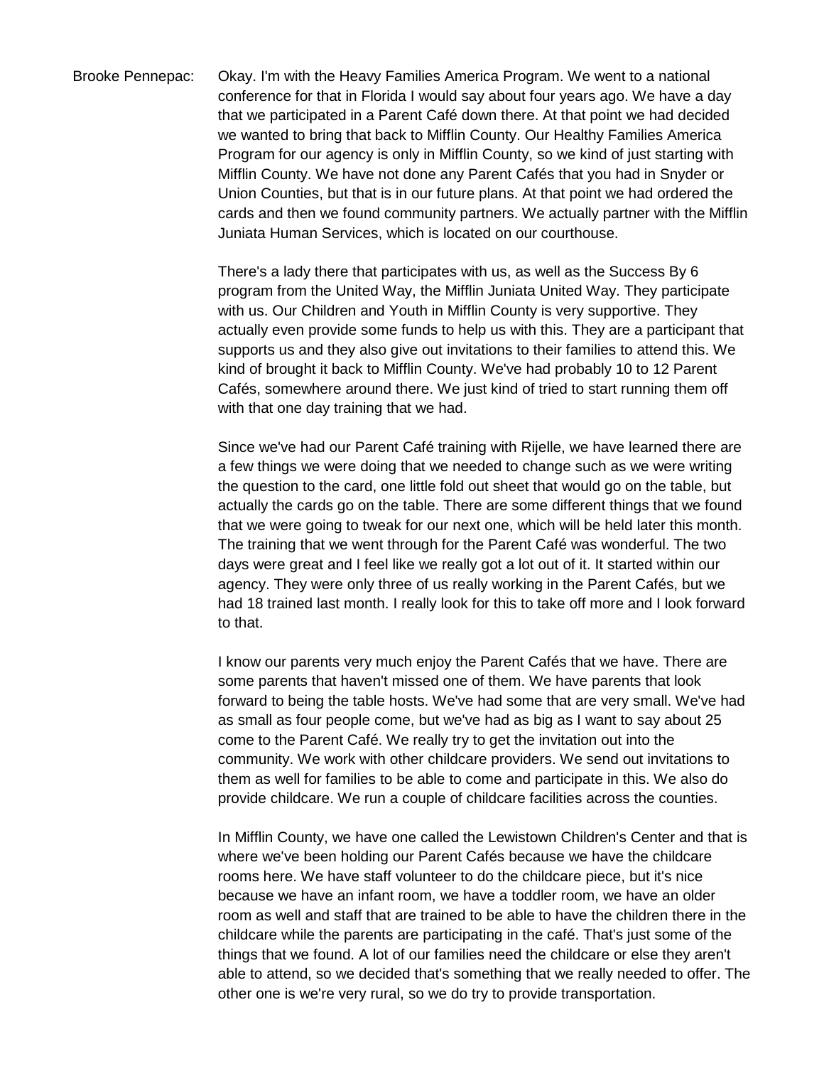Brooke Pennepac: Okay. I'm with the Heavy Families America Program. We went to a national conference for that in Florida I would say about four years ago. We have a day that we participated in a Parent Café down there. At that point we had decided we wanted to bring that back to Mifflin County. Our Healthy Families America Program for our agency is only in Mifflin County, so we kind of just starting with Mifflin County. We have not done any Parent Cafés that you had in Snyder or Union Counties, but that is in our future plans. At that point we had ordered the cards and then we found community partners. We actually partner with the Mifflin Juniata Human Services, which is located on our courthouse.

There's a lady there that participates with us, as well as the Success By 6 program from the United Way, the Mifflin Juniata United Way. They participate with us. Our Children and Youth in Mifflin County is very supportive. They actually even provide some funds to help us with this. They are a participant that supports us and they also give out invitations to their families to attend this. We kind of brought it back to Mifflin County. We've had probably 10 to 12 Parent Cafés, somewhere around there. We just kind of tried to start running them off with that one day training that we had.

Since we've had our Parent Café training with Rijelle, we have learned there are a few things we were doing that we needed to change such as we were writing the question to the card, one little fold out sheet that would go on the table, but actually the cards go on the table. There are some different things that we found that we were going to tweak for our next one, which will be held later this month. The training that we went through for the Parent Café was wonderful. The two days were great and I feel like we really got a lot out of it. It started within our agency. They were only three of us really working in the Parent Cafés, but we had 18 trained last month. I really look for this to take off more and I look forward to that.

I know our parents very much enjoy the Parent Cafés that we have. There are some parents that haven't missed one of them. We have parents that look forward to being the table hosts. We've had some that are very small. We've had as small as four people come, but we've had as big as I want to say about 25 come to the Parent Café. We really try to get the invitation out into the community. We work with other childcare providers. We send out invitations to them as well for families to be able to come and participate in this. We also do provide childcare. We run a couple of childcare facilities across the counties.

In Mifflin County, we have one called the Lewistown Children's Center and that is where we've been holding our Parent Cafés because we have the childcare rooms here. We have staff volunteer to do the childcare piece, but it's nice because we have an infant room, we have a toddler room, we have an older room as well and staff that are trained to be able to have the children there in the childcare while the parents are participating in the café. That's just some of the things that we found. A lot of our families need the childcare or else they aren't able to attend, so we decided that's something that we really needed to offer. The other one is we're very rural, so we do try to provide transportation.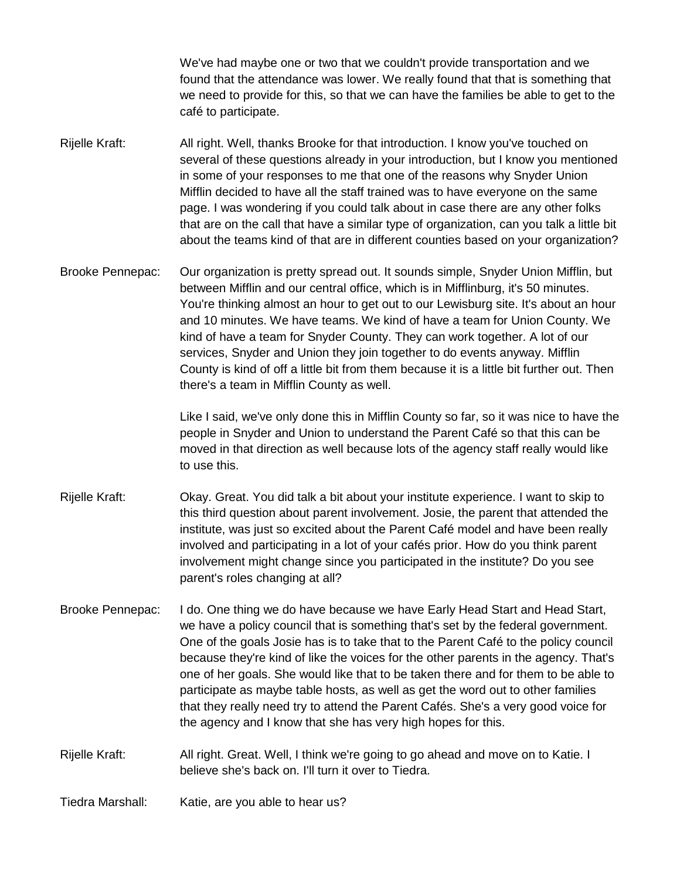We've had maybe one or two that we couldn't provide transportation and we found that the attendance was lower. We really found that that is something that we need to provide for this, so that we can have the families be able to get to the café to participate.

Rijelle Kraft: All right. Well, thanks Brooke for that introduction. I know you've touched on several of these questions already in your introduction, but I know you mentioned in some of your responses to me that one of the reasons why Snyder Union Mifflin decided to have all the staff trained was to have everyone on the same page. I was wondering if you could talk about in case there are any other folks that are on the call that have a similar type of organization, can you talk a little bit about the teams kind of that are in different counties based on your organization?

Brooke Pennepac: Our organization is pretty spread out. It sounds simple, Snyder Union Mifflin, but between Mifflin and our central office, which is in Mifflinburg, it's 50 minutes. You're thinking almost an hour to get out to our Lewisburg site. It's about an hour and 10 minutes. We have teams. We kind of have a team for Union County. We kind of have a team for Snyder County. They can work together. A lot of our services, Snyder and Union they join together to do events anyway. Mifflin County is kind of off a little bit from them because it is a little bit further out. Then there's a team in Mifflin County as well.

Like I said, we've only done this in Mifflin County so far, so it was nice to have the people in Snyder and Union to understand the Parent Café so that this can be moved in that direction as well because lots of the agency staff really would like to use this.

Rijelle Kraft: Okay. Great. You did talk a bit about your institute experience. I want to skip to this third question about parent involvement. Josie, the parent that attended the institute, was just so excited about the Parent Café model and have been really involved and participating in a lot of your cafés prior. How do you think parent involvement might change since you participated in the institute? Do you see parent's roles changing at all?

Brooke Pennepac: I do. One thing we do have because we have Early Head Start and Head Start, we have a policy council that is something that's set by the federal government. One of the goals Josie has is to take that to the Parent Café to the policy council because they're kind of like the voices for the other parents in the agency. That's one of her goals. She would like that to be taken there and for them to be able to participate as maybe table hosts, as well as get the word out to other families that they really need try to attend the Parent Cafés. She's a very good voice for the agency and I know that she has very high hopes for this.

Rijelle Kraft: All right. Great. Well, I think we're going to go ahead and move on to Katie. I believe she's back on. I'll turn it over to Tiedra.

Tiedra Marshall: Katie, are you able to hear us?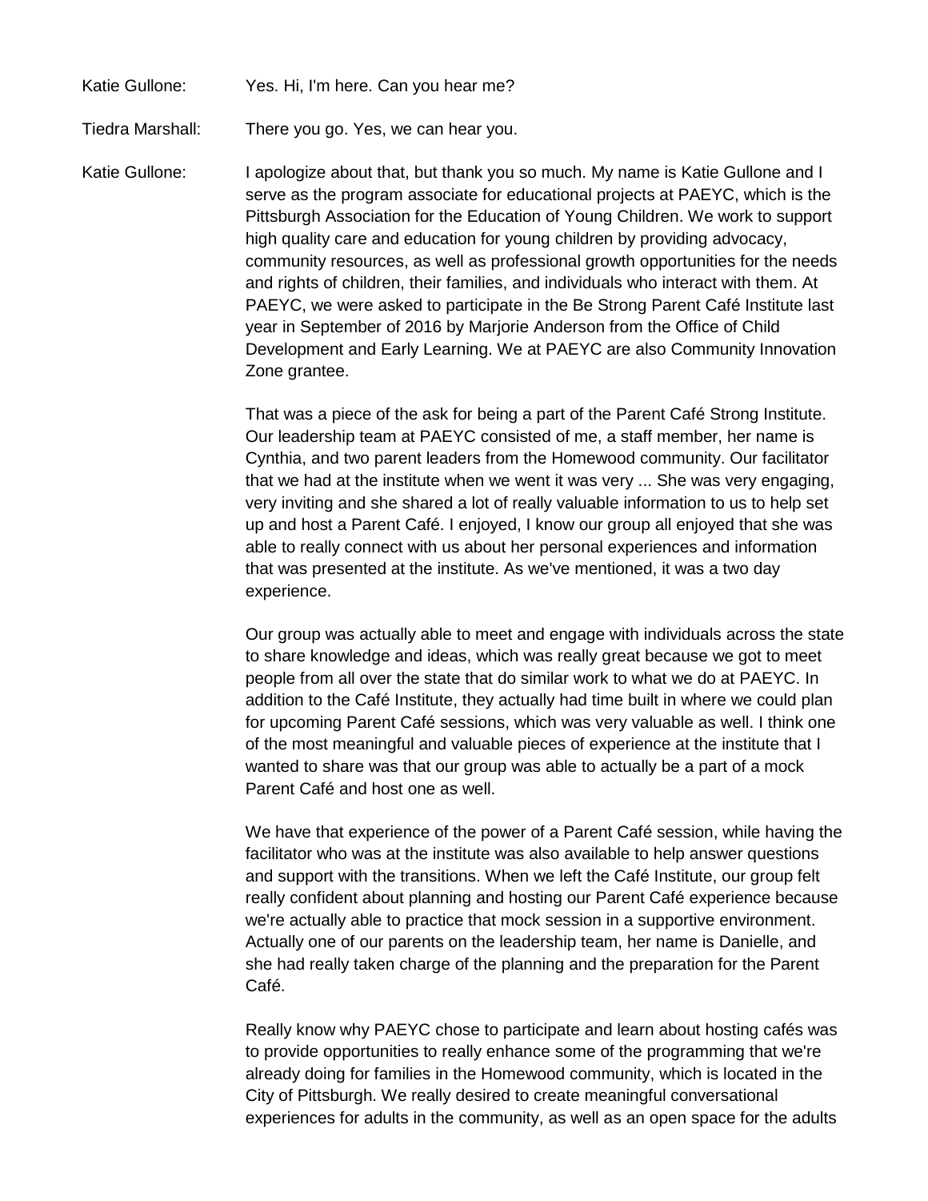Katie Gullone: Yes. Hi, I'm here. Can you hear me?

Tiedra Marshall: There you go. Yes, we can hear you.

Katie Gullone: I apologize about that, but thank you so much. My name is Katie Gullone and I serve as the program associate for educational projects at PAEYC, which is the Pittsburgh Association for the Education of Young Children. We work to support high quality care and education for young children by providing advocacy, community resources, as well as professional growth opportunities for the needs and rights of children, their families, and individuals who interact with them. At PAEYC, we were asked to participate in the Be Strong Parent Café Institute last year in September of 2016 by Marjorie Anderson from the Office of Child Development and Early Learning. We at PAEYC are also Community Innovation Zone grantee.

That was a piece of the ask for being a part of the Parent Café Strong Institute. Our leadership team at PAEYC consisted of me, a staff member, her name is Cynthia, and two parent leaders from the Homewood community. Our facilitator that we had at the institute when we went it was very ... She was very engaging, very inviting and she shared a lot of really valuable information to us to help set up and host a Parent Café. I enjoyed, I know our group all enjoyed that she was able to really connect with us about her personal experiences and information that was presented at the institute. As we've mentioned, it was a two day experience.

Our group was actually able to meet and engage with individuals across the state to share knowledge and ideas, which was really great because we got to meet people from all over the state that do similar work to what we do at PAEYC. In addition to the Café Institute, they actually had time built in where we could plan for upcoming Parent Café sessions, which was very valuable as well. I think one of the most meaningful and valuable pieces of experience at the institute that I wanted to share was that our group was able to actually be a part of a mock Parent Café and host one as well.

We have that experience of the power of a Parent Café session, while having the facilitator who was at the institute was also available to help answer questions and support with the transitions. When we left the Café Institute, our group felt really confident about planning and hosting our Parent Café experience because we're actually able to practice that mock session in a supportive environment. Actually one of our parents on the leadership team, her name is Danielle, and she had really taken charge of the planning and the preparation for the Parent Café.

Really know why PAEYC chose to participate and learn about hosting cafés was to provide opportunities to really enhance some of the programming that we're already doing for families in the Homewood community, which is located in the City of Pittsburgh. We really desired to create meaningful conversational experiences for adults in the community, as well as an open space for the adults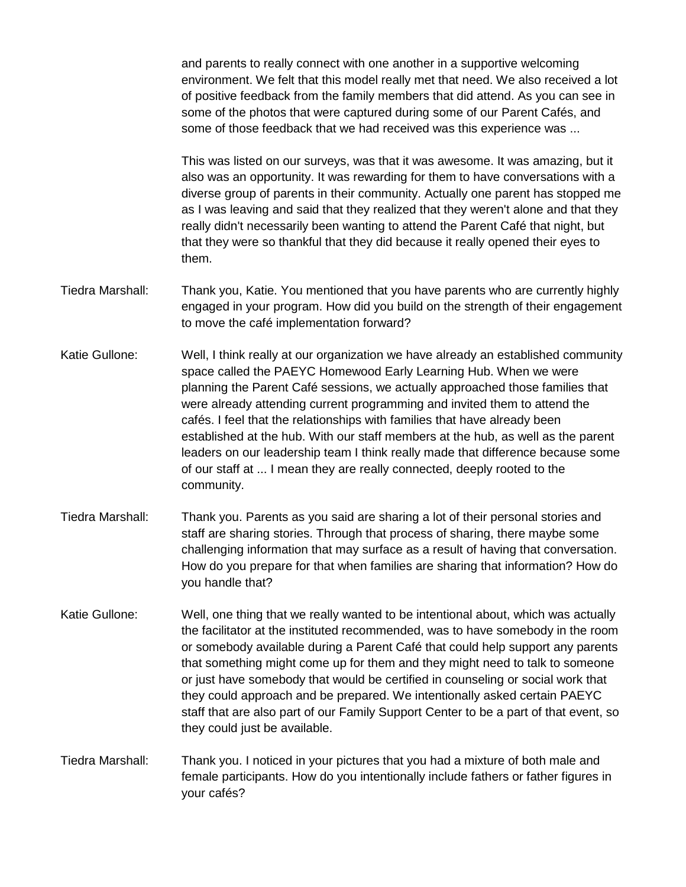and parents to really connect with one another in a supportive welcoming environment. We felt that this model really met that need. We also received a lot of positive feedback from the family members that did attend. As you can see in some of the photos that were captured during some of our Parent Cafés, and some of those feedback that we had received was this experience was ...

This was listed on our surveys, was that it was awesome. It was amazing, but it also was an opportunity. It was rewarding for them to have conversations with a diverse group of parents in their community. Actually one parent has stopped me as I was leaving and said that they realized that they weren't alone and that they really didn't necessarily been wanting to attend the Parent Café that night, but that they were so thankful that they did because it really opened their eyes to them.

Tiedra Marshall: Thank you, Katie. You mentioned that you have parents who are currently highly engaged in your program. How did you build on the strength of their engagement to move the café implementation forward?

Katie Gullone: Well, I think really at our organization we have already an established community space called the PAEYC Homewood Early Learning Hub. When we were planning the Parent Café sessions, we actually approached those families that were already attending current programming and invited them to attend the cafés. I feel that the relationships with families that have already been established at the hub. With our staff members at the hub, as well as the parent leaders on our leadership team I think really made that difference because some of our staff at ... I mean they are really connected, deeply rooted to the community.

Tiedra Marshall: Thank you. Parents as you said are sharing a lot of their personal stories and staff are sharing stories. Through that process of sharing, there maybe some challenging information that may surface as a result of having that conversation. How do you prepare for that when families are sharing that information? How do you handle that?

Katie Gullone: Well, one thing that we really wanted to be intentional about, which was actually the facilitator at the instituted recommended, was to have somebody in the room or somebody available during a Parent Café that could help support any parents that something might come up for them and they might need to talk to someone or just have somebody that would be certified in counseling or social work that they could approach and be prepared. We intentionally asked certain PAEYC staff that are also part of our Family Support Center to be a part of that event, so they could just be available.

Tiedra Marshall: Thank you. I noticed in your pictures that you had a mixture of both male and female participants. How do you intentionally include fathers or father figures in your cafés?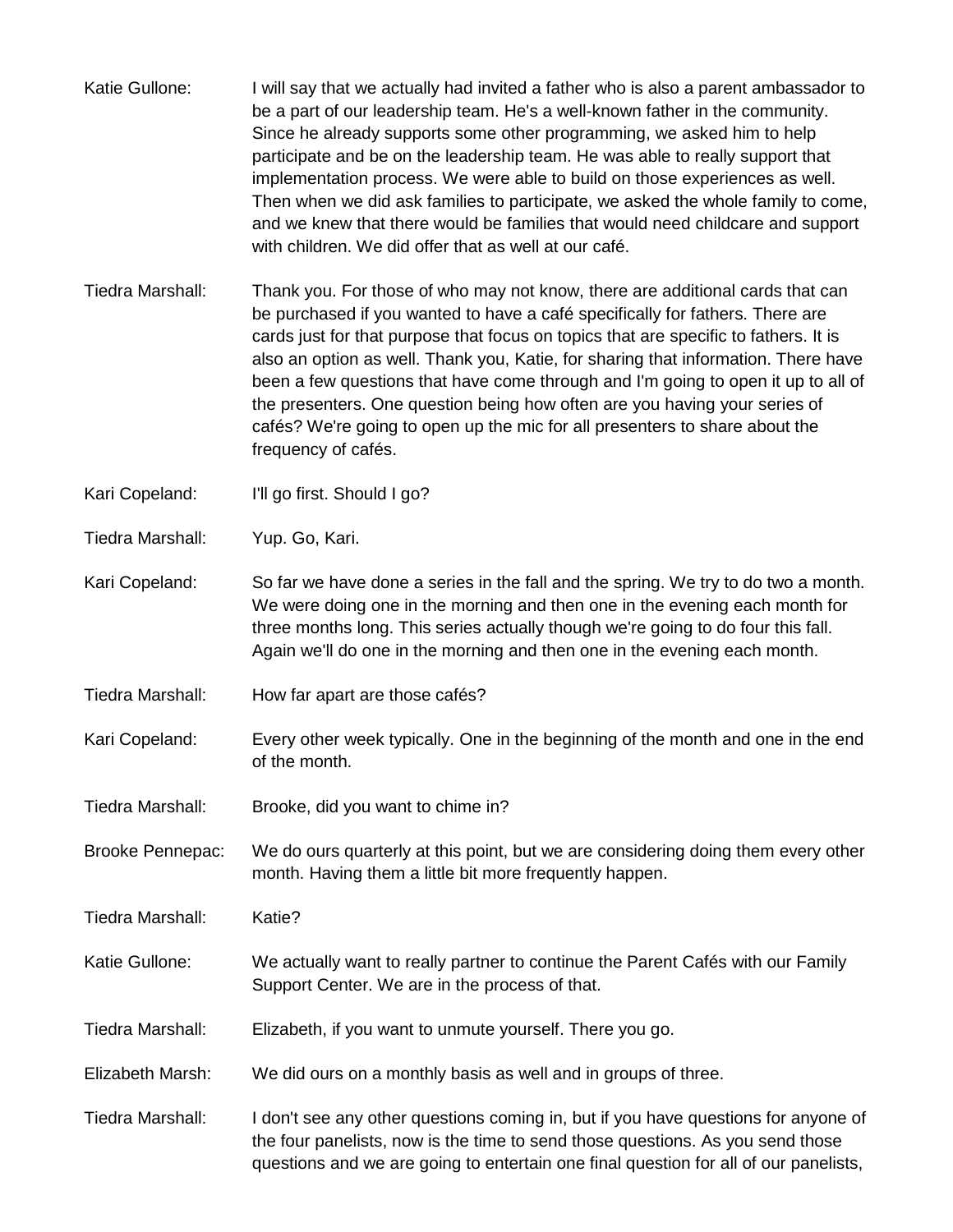Katie Gullone: I will say that we actually had invited a father who is also a parent ambassador to be a part of our leadership team. He's a well-known father in the community. Since he already supports some other programming, we asked him to help participate and be on the leadership team. He was able to really support that implementation process. We were able to build on those experiences as well. Then when we did ask families to participate, we asked the whole family to come, and we knew that there would be families that would need childcare and support with children. We did offer that as well at our café.

Tiedra Marshall: Thank you. For those of who may not know, there are additional cards that can be purchased if you wanted to have a café specifically for fathers. There are cards just for that purpose that focus on topics that are specific to fathers. It is also an option as well. Thank you, Katie, for sharing that information. There have been a few questions that have come through and I'm going to open it up to all of the presenters. One question being how often are you having your series of cafés? We're going to open up the mic for all presenters to share about the frequency of cafés.

Kari Copeland: I'll go first. Should I go?

Tiedra Marshall: Yup. Go, Kari.

Kari Copeland: So far we have done a series in the fall and the spring. We try to do two a month. We were doing one in the morning and then one in the evening each month for three months long. This series actually though we're going to do four this fall. Again we'll do one in the morning and then one in the evening each month.

Tiedra Marshall: How far apart are those cafés?

Kari Copeland: Every other week typically. One in the beginning of the month and one in the end of the month.

Tiedra Marshall: Brooke, did you want to chime in?

Brooke Pennepac: We do ours quarterly at this point, but we are considering doing them every other month. Having them a little bit more frequently happen.

Tiedra Marshall: Katie?

Katie Gullone: We actually want to really partner to continue the Parent Cafés with our Family Support Center. We are in the process of that.

Tiedra Marshall: Elizabeth, if you want to unmute yourself. There you go.

Elizabeth Marsh: We did ours on a monthly basis as well and in groups of three.

Tiedra Marshall: I don't see any other questions coming in, but if you have questions for anyone of the four panelists, now is the time to send those questions. As you send those questions and we are going to entertain one final question for all of our panelists,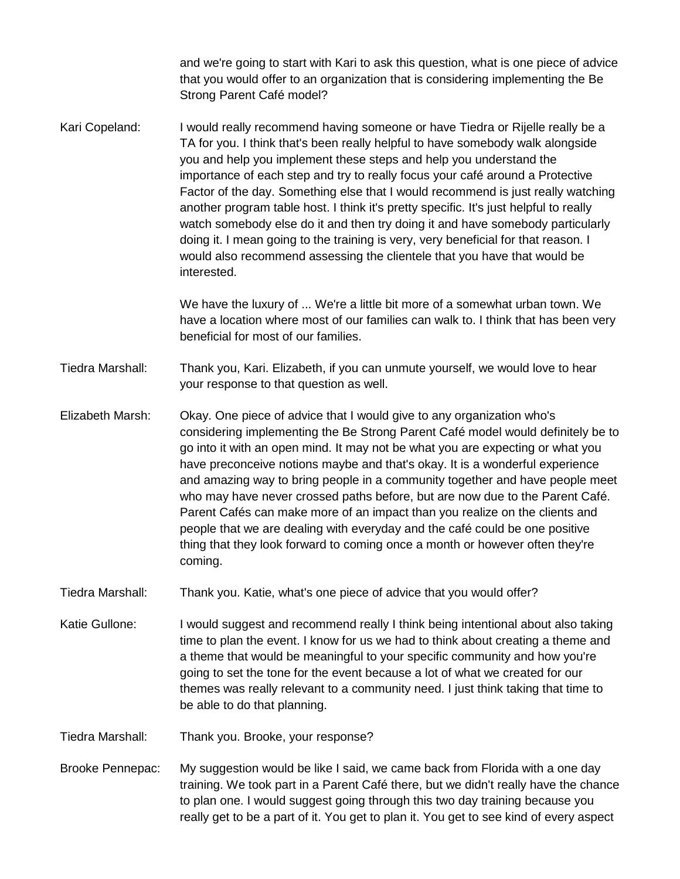and we're going to start with Kari to ask this question, what is one piece of advice that you would offer to an organization that is considering implementing the Be Strong Parent Café model?

Kari Copeland: I would really recommend having someone or have Tiedra or Rijelle really be a TA for you. I think that's been really helpful to have somebody walk alongside you and help you implement these steps and help you understand the importance of each step and try to really focus your café around a Protective Factor of the day. Something else that I would recommend is just really watching another program table host. I think it's pretty specific. It's just helpful to really watch somebody else do it and then try doing it and have somebody particularly doing it. I mean going to the training is very, very beneficial for that reason. I would also recommend assessing the clientele that you have that would be interested.

We have the luxury of ... We're a little bit more of a somewhat urban town. We have a location where most of our families can walk to. I think that has been very beneficial for most of our families.

Tiedra Marshall: Thank you, Kari. Elizabeth, if you can unmute yourself, we would love to hear your response to that question as well.

Elizabeth Marsh: Okay. One piece of advice that I would give to any organization who's considering implementing the Be Strong Parent Café model would definitely be to go into it with an open mind. It may not be what you are expecting or what you have preconceive notions maybe and that's okay. It is a wonderful experience and amazing way to bring people in a community together and have people meet who may have never crossed paths before, but are now due to the Parent Café. Parent Cafés can make more of an impact than you realize on the clients and people that we are dealing with everyday and the café could be one positive thing that they look forward to coming once a month or however often they're coming.

Tiedra Marshall: Thank you. Katie, what's one piece of advice that you would offer?

Katie Gullone: I would suggest and recommend really I think being intentional about also taking time to plan the event. I know for us we had to think about creating a theme and a theme that would be meaningful to your specific community and how you're going to set the tone for the event because a lot of what we created for our themes was really relevant to a community need. I just think taking that time to be able to do that planning.

Tiedra Marshall: Thank you. Brooke, your response?

Brooke Pennepac: My suggestion would be like I said, we came back from Florida with a one day training. We took part in a Parent Café there, but we didn't really have the chance to plan one. I would suggest going through this two day training because you really get to be a part of it. You get to plan it. You get to see kind of every aspect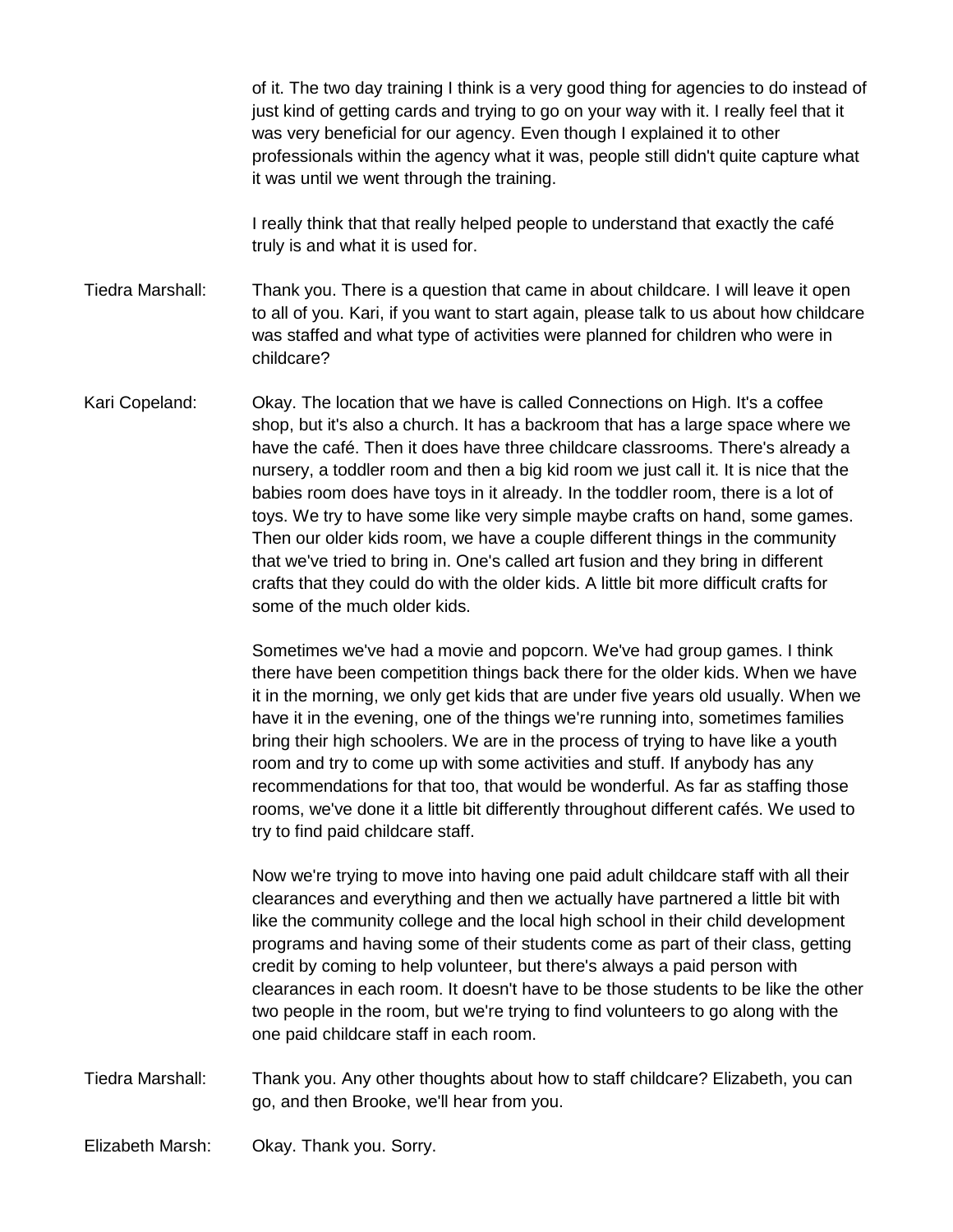of it. The two day training I think is a very good thing for agencies to do instead of just kind of getting cards and trying to go on your way with it. I really feel that it was very beneficial for our agency. Even though I explained it to other professionals within the agency what it was, people still didn't quite capture what it was until we went through the training.

I really think that that really helped people to understand that exactly the café truly is and what it is used for.

**Tiedra Marshall:** Thank you. There is a question that came in about childcare. I will leave it open to all of you. Kari, if you want to start again, please talk to us about how childcare was staffed and what type of activities were planned for children who were in childcare?

**Kari Copeland:** Okay. The location that we have is called Connections on High. It's a coffee shop, but it's also a church. It has a backroom that has a large space where we have the café. Then it does have three childcare classrooms. There's already a nursery, a toddler room and then a big kid room we just call it. It is nice that the babies room does have toys in it already. In the toddler room, there is a lot of toys. We try to have some like very simple maybe crafts on hand, some games. Then our older kids room, we have a couple different things in the community that we've tried to bring in. One's called art fusion and they bring in different crafts that they could do with the older kids. A little bit more difficult crafts for some of the much older kids.

Sometimes we've had a movie and popcorn. We've had group games. I think there have been competition things back there for the older kids. When we have it in the morning, we only get kids that are under five years old usually. When we have it in the evening, one of the things we're running into, sometimes families bring their high schoolers. We are in the process of trying to have like a youth room and try to come up with some activities and stuff. If anybody has any recommendations for that too, that would be wonderful. As far as staffing those rooms, we've done it a little bit differently throughout different cafés. We used to try to find paid childcare staff.

Now we're trying to move into having one paid adult childcare staff with all their clearances and everything and then we actually have partnered a little bit with like the community college and the local high school in their child development programs and having some of their students come as part of their class, getting credit by coming to help volunteer, but there's always a paid person with clearances in each room. It doesn't have to be those students to be like the other two people in the room, but we're trying to find volunteers to go along with the one paid childcare staff in each room.

**Tiedra Marshall:** Thank you. Any other thoughts about how to staff childcare? Elizabeth, you can go, and then Brooke, we'll hear from you.

**Elizabeth Marsh:** Okay. Thank you. Sorry.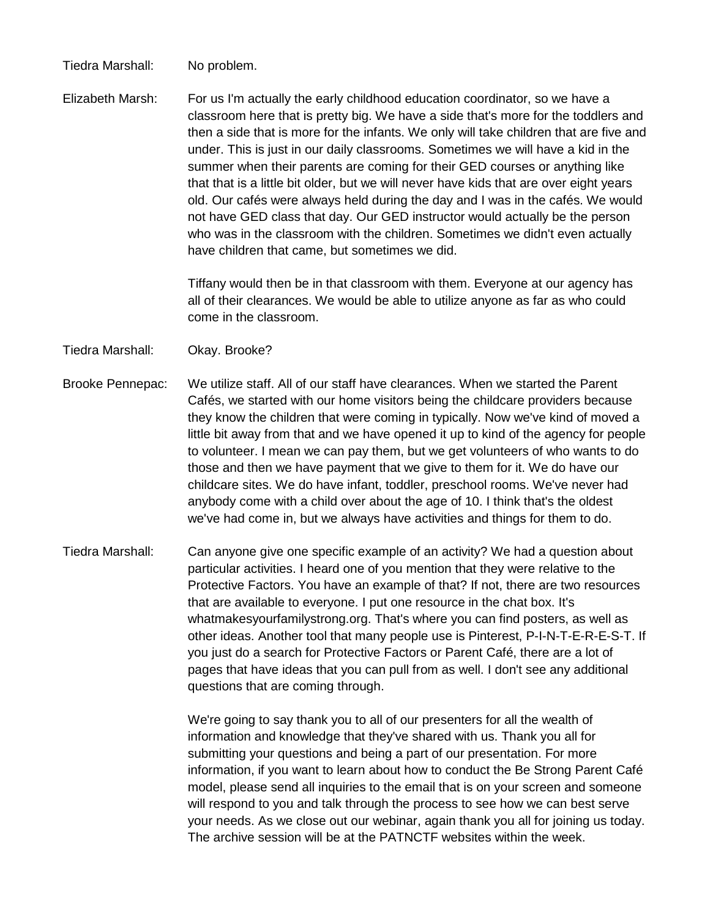Tiedra Marshall: No problem.

Elizabeth Marsh: For us I'm actually the early childhood education coordinator, so we have a classroom here that is pretty big. We have a side that's more for the toddlers and then a side that is more for the infants. We only will take children that are five and under. This is just in our daily classrooms. Sometimes we will have a kid in the summer when their parents are coming for their GED courses or anything like that that is a little bit older, but we will never have kids that are over eight years old. Our cafés were always held during the day and I was in the cafés. We would not have GED class that day. Our GED instructor would actually be the person who was in the classroom with the children. Sometimes we didn't even actually have children that came, but sometimes we did.

Tiffany would then be in that classroom with them. Everyone at our agency has all of their clearances. We would be able to utilize anyone as far as who could come in the classroom.

Tiedra Marshall: Okay. Brooke?

Brooke Pennepac: We utilize staff. All of our staff have clearances. When we started the Parent Cafés, we started with our home visitors being the childcare providers because they know the children that were coming in typically. Now we've kind of moved a little bit away from that and we have opened it up to kind of the agency for people to volunteer. I mean we can pay them, but we get volunteers of who wants to do those and then we have payment that we give to them for it. We do have our childcare sites. We do have infant, toddler, preschool rooms. We've never had anybody come with a child over about the age of 10. I think that's the oldest we've had come in, but we always have activities and things for them to do.

Tiedra Marshall: Can anyone give one specific example of an activity? We had a question about particular activities. I heard one of you mention that they were relative to the Protective Factors. You have an example of that? If not, there are two resources that are available to everyone. I put one resource in the chat box. It's whatmakesyourfamilystrong.org. That's where you can find posters, as well as other ideas. Another tool that many people use is Pinterest, P-I-N-T-E-R-E-S-T. If you just do a search for Protective Factors or Parent Café, there are a lot of pages that have ideas that you can pull from as well. I don't see any additional questions that are coming through.

We're going to say thank you to all of our presenters for all the wealth of information and knowledge that they've shared with us. Thank you all for submitting your questions and being a part of our presentation. For more information, if you want to learn about how to conduct the Be Strong Parent Café model, please send all inquiries to the email that is on your screen and someone will respond to you and talk through the process to see how we can best serve your needs. As we close out our webinar, again thank you all for joining us today. The archive session will be at the PATNCTF websites within the week.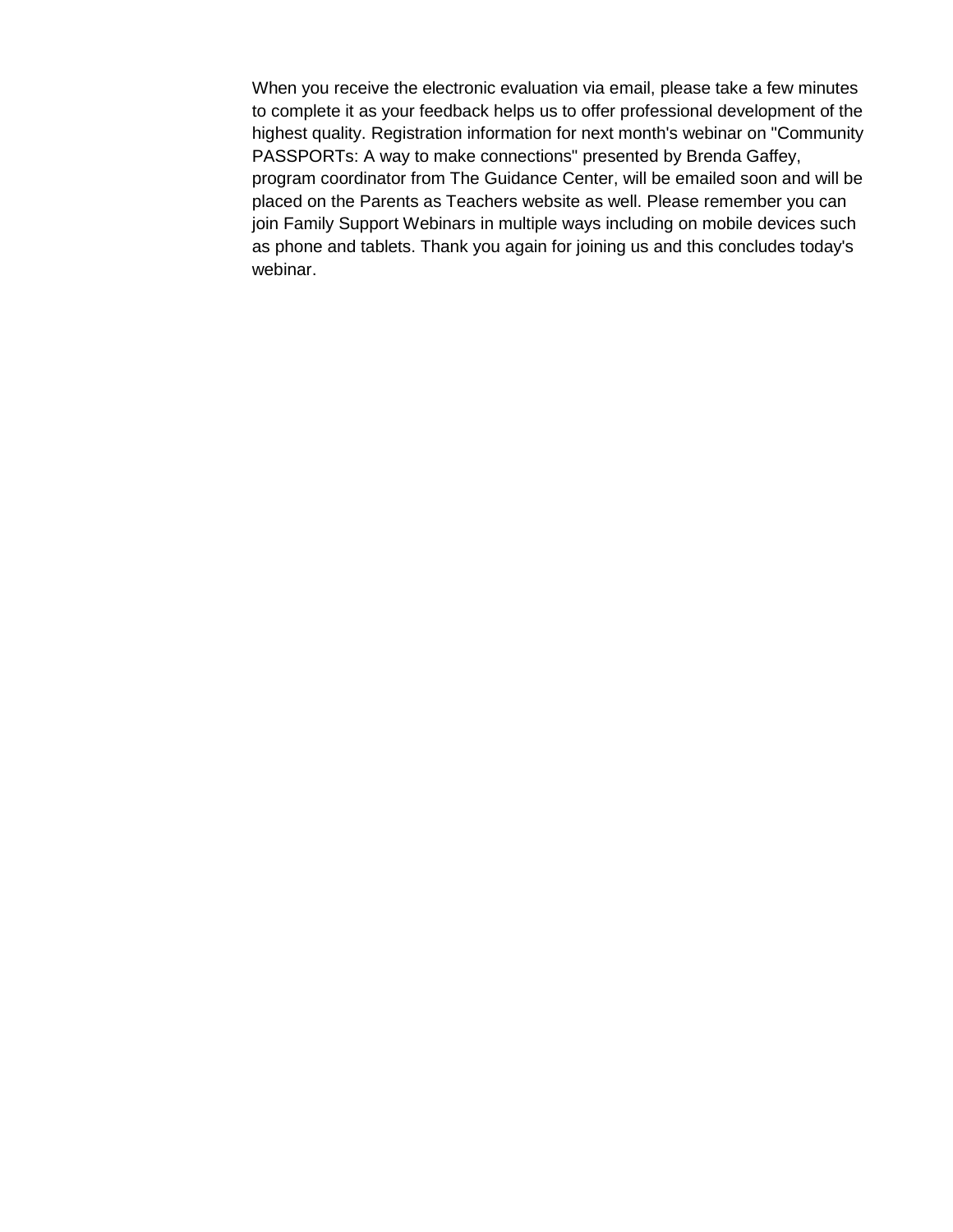When you receive the electronic evaluation via email, please take a few minutes to complete it as your feedback helps us to offer professional development of the highest quality. Registration information for next month's webinar on "Community PASSPORTs: A way to make connections" presented by Brenda Gaffey, program coordinator from The Guidance Center, will be emailed soon and will be placed on the Parents as Teachers website as well. Please remember you can join Family Support Webinars in multiple ways including on mobile devices such as phone and tablets. Thank you again for joining us and this concludes today's webinar.